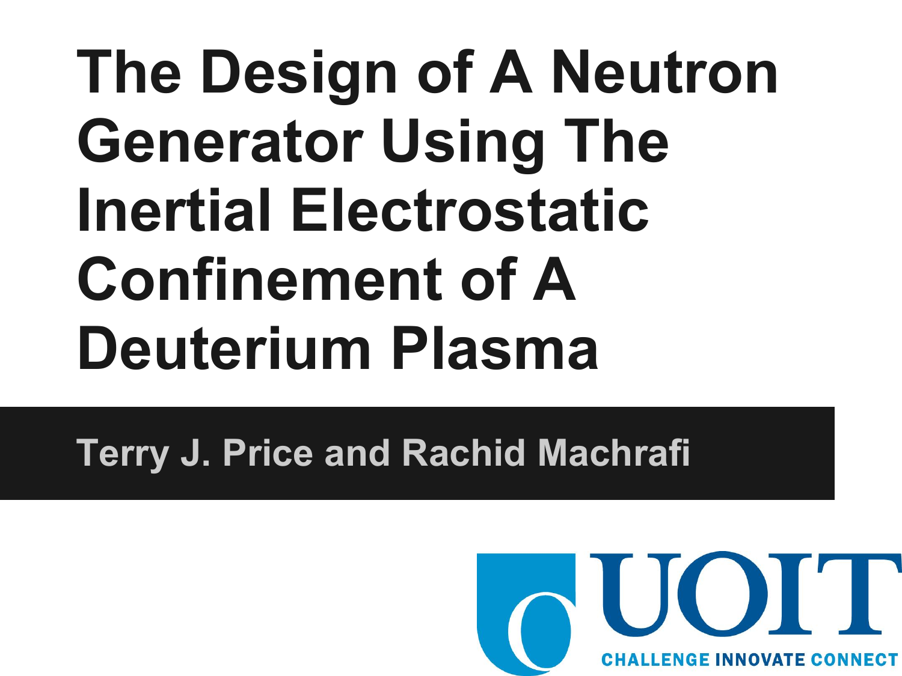# The Design of A Neutron Generator Using The Inertial Electrostatic Confinement of A Deuterium Plasma

**Terry J. Price and Rachid Machrafi**

UOIT

CHALLENGE INNOVATE CONNECT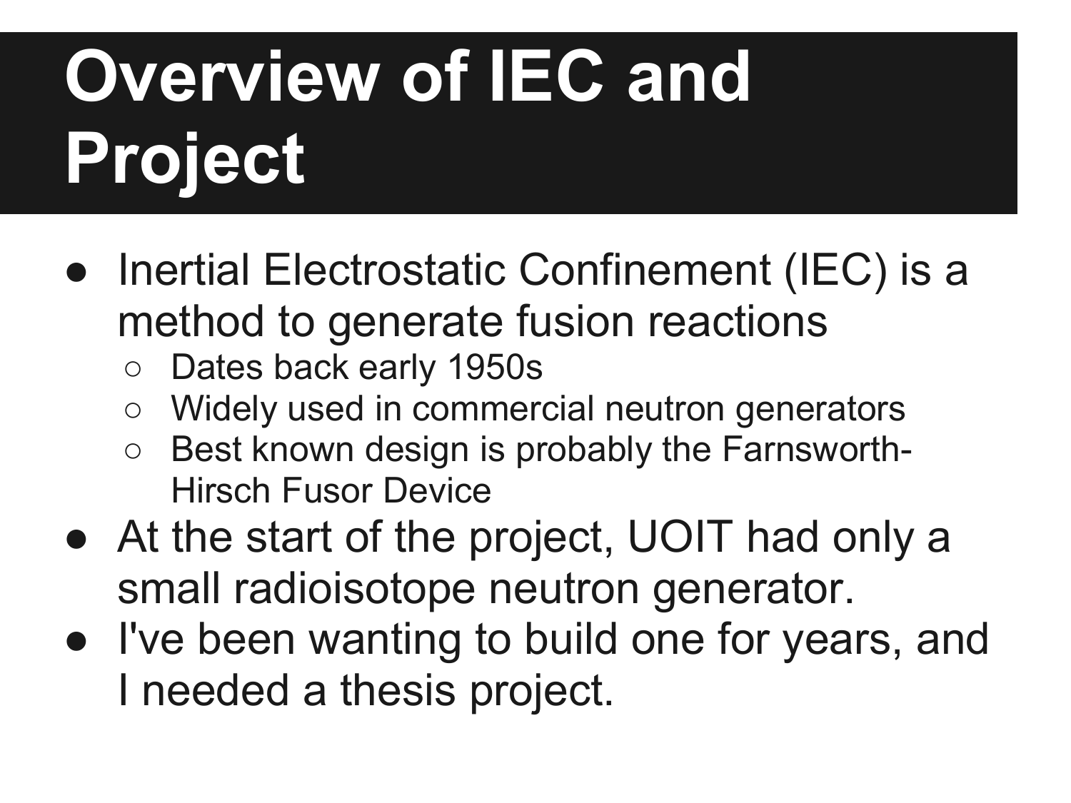# Overview of IEC and Project

- Inertial Electrostatic Confinement (IEC) is a method to generate fusion reactions
  - Dates back early 1950s
  - Widely used in commercial neutron generators
  - Best known design is probably the Farnsworth-Hirsch Fusor Device
- At the start of the project, UOIT had only a small radioisotope neutron generator.
- I've been wanting to build one for years, and I needed a thesis project.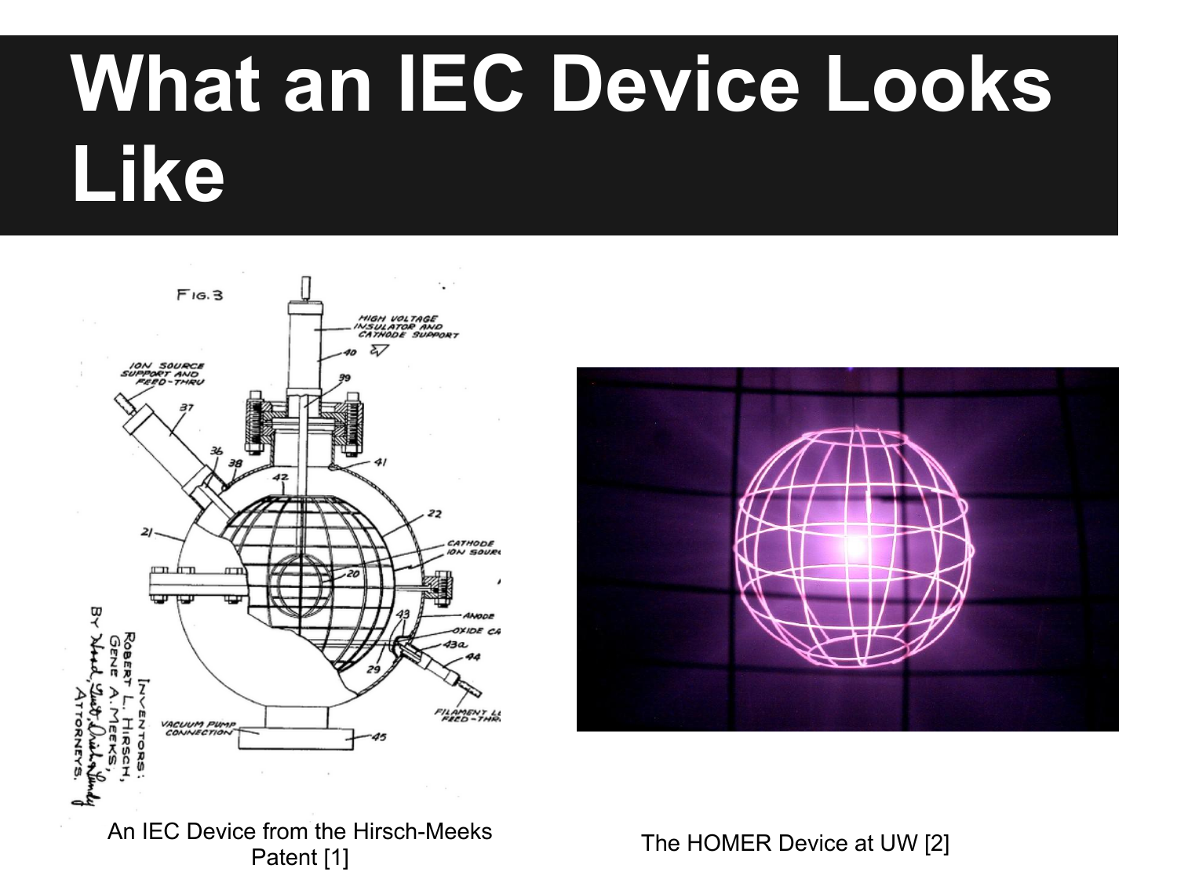# What an IEC Device Looks Like

An IEC Device from the Hirsch-Meeks Patent [1]

The HOMER Device at UW [2]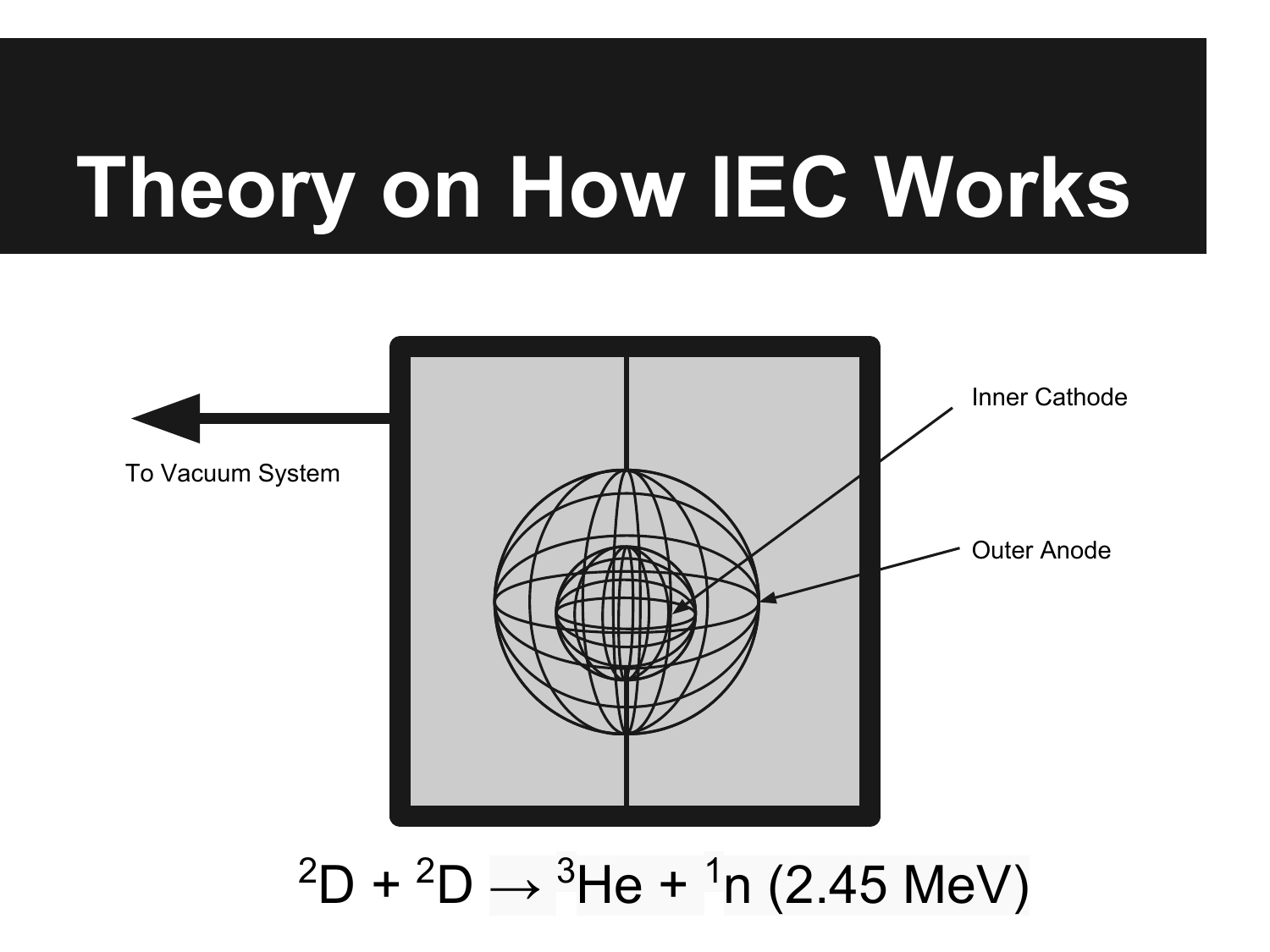# Theory on How IEC Works

To Vacuum System

Inner Cathode

Outer Anode

$$^{2}D + ^{2}D \rightarrow ^{3}He + ^{1}n \text{ (2.45 MeV)}$$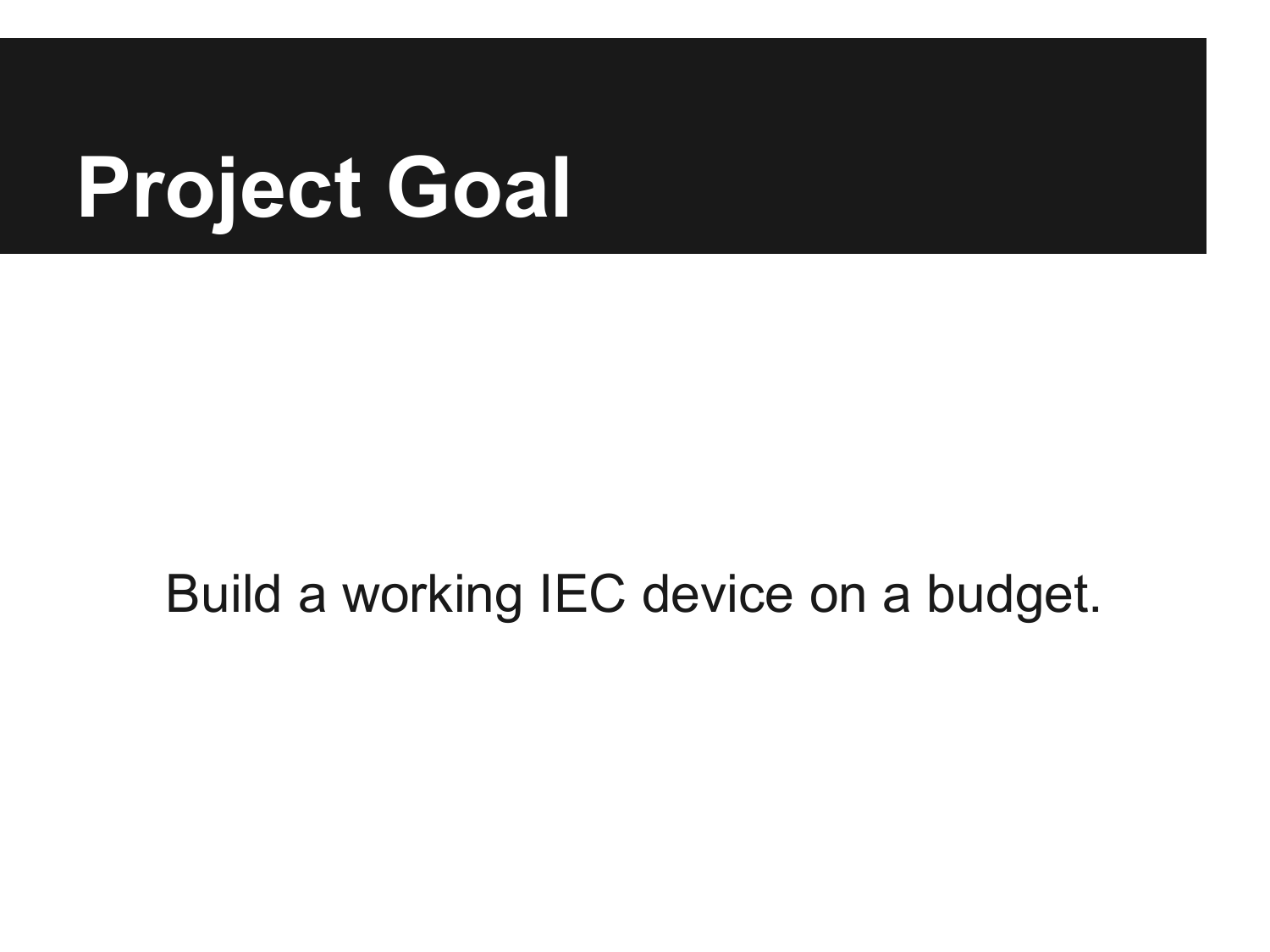# Project Goal

Build a working IEC device on a budget.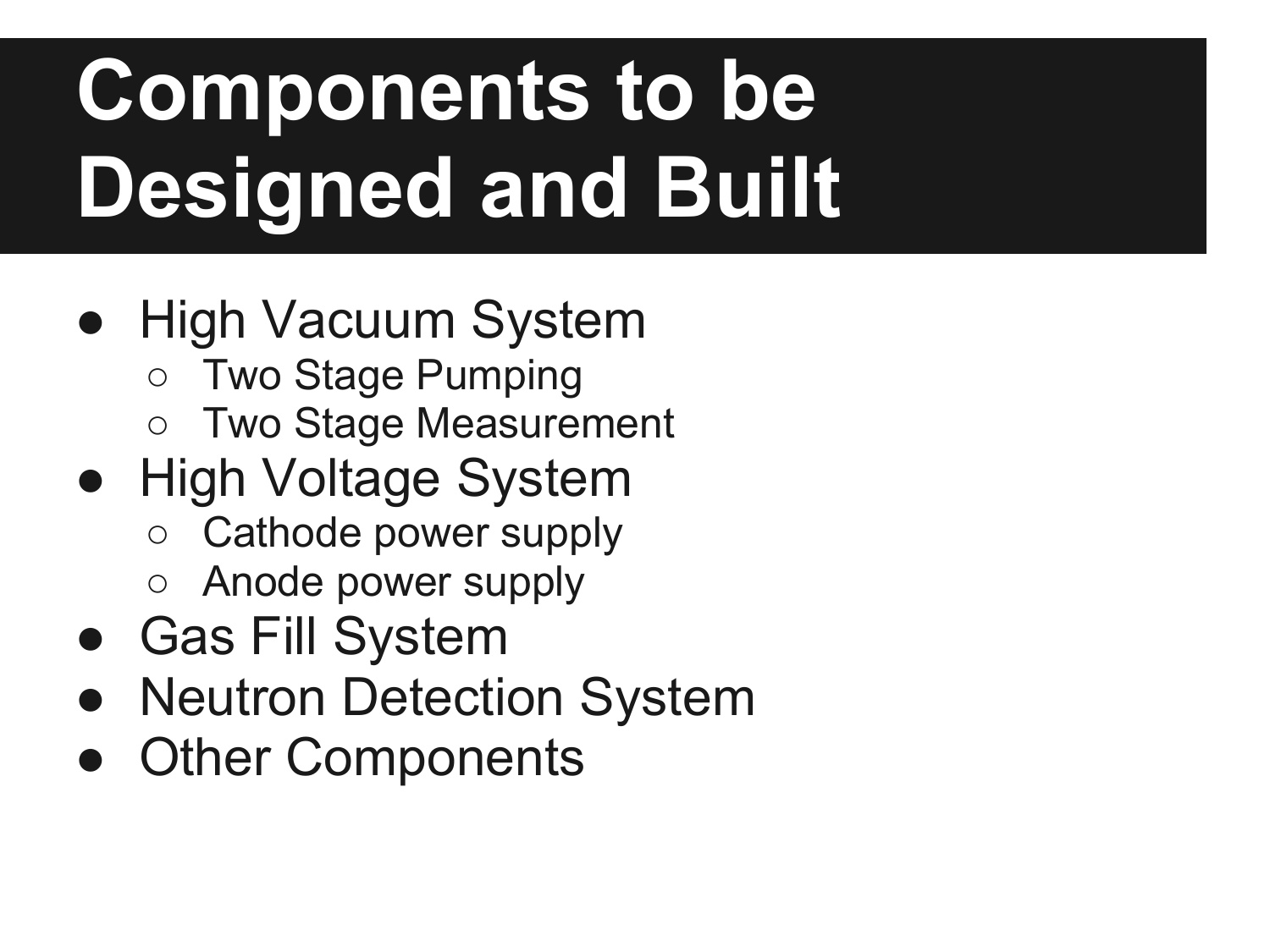# Components to be Designed and Built

- High Vacuum System
  - Two Stage Pumping
  - Two Stage Measurement
- High Voltage System
  - Cathode power supply
  - Anode power supply
- Gas Fill System
- Neutron Detection System
- Other Components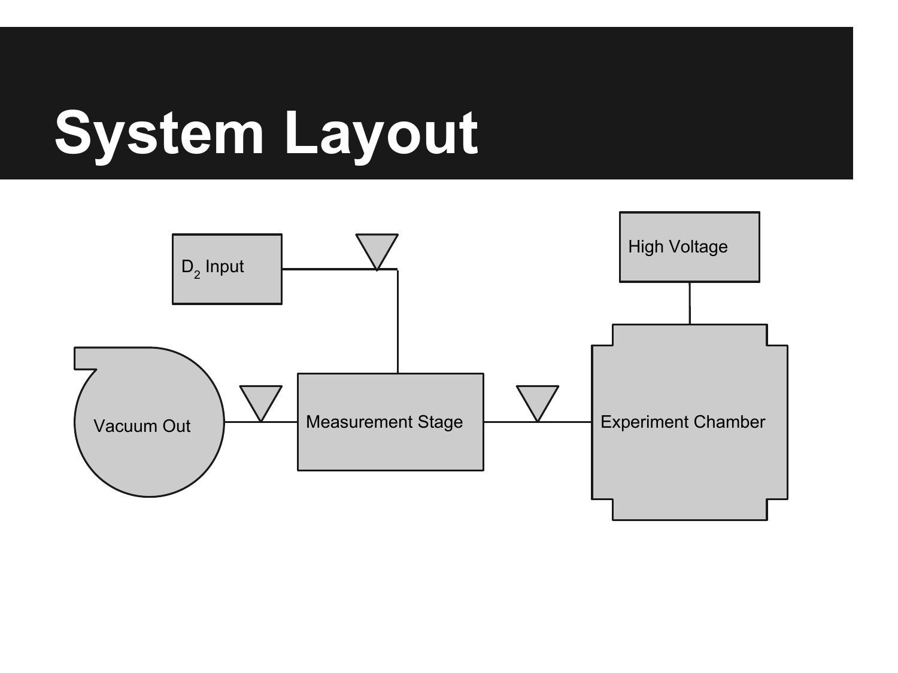# System Layout

$D_2$ Input

High Voltage

Vacuum Out

Measurement Stage

Experiment Chamber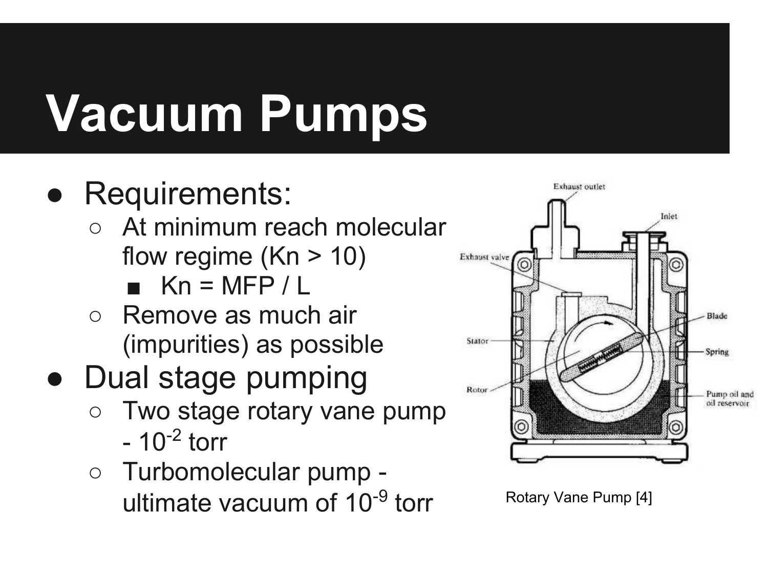# Vacuum Pumps

- Requirements:
  - At minimum reach molecular flow regime (Kn > 10)
    - Kn = MFP / L
  - Remove as much air (impurities) as possible
- Dual stage pumping
  - Two stage rotary vane pump - $10^{-2}$ torr
  - Turbomolecular pump - ultimate vacuum of $10^{-9}$ torr

Rotary Vane Pump [4]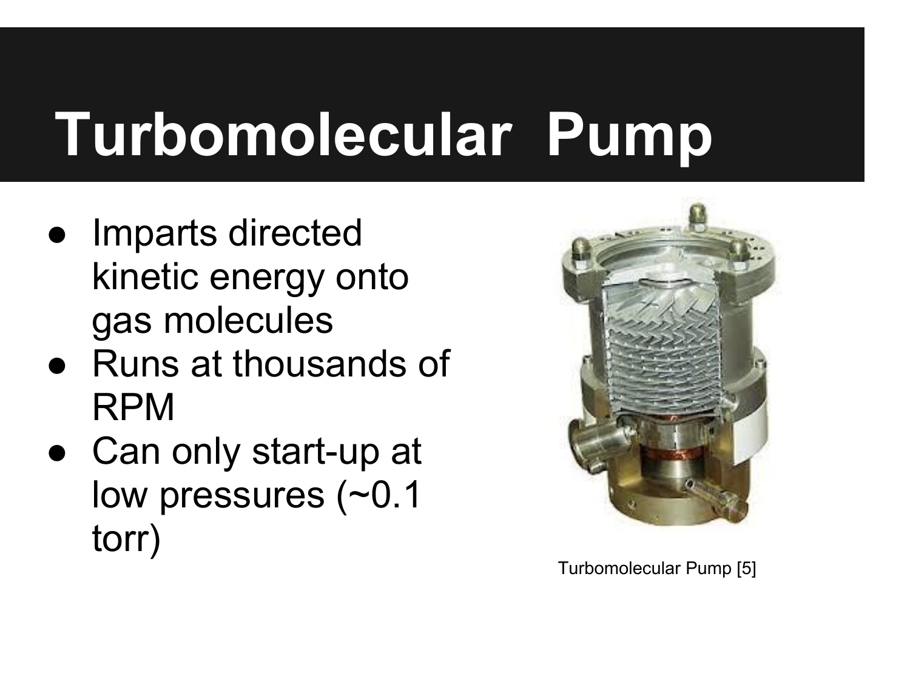# Turbomolecular Pump

- Imparts directed kinetic energy onto gas molecules
- Runs at thousands of RPM
- Can only start-up at low pressures (~0.1 torr)

Turbomolecular Pump [5]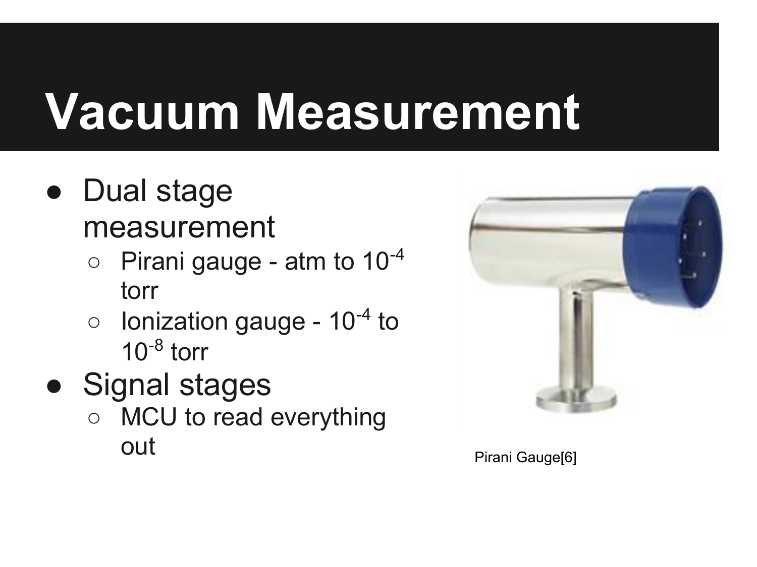# Vacuum Measurement

- Dual stage measurement
  - Pirani gauge - atm to $10^{-4}$ torr
  - Ionization gauge - $10^{-4}$ to $10^{-8}$ torr
- Signal stages
  - MCU to read everything out

Pirani Gauge[6]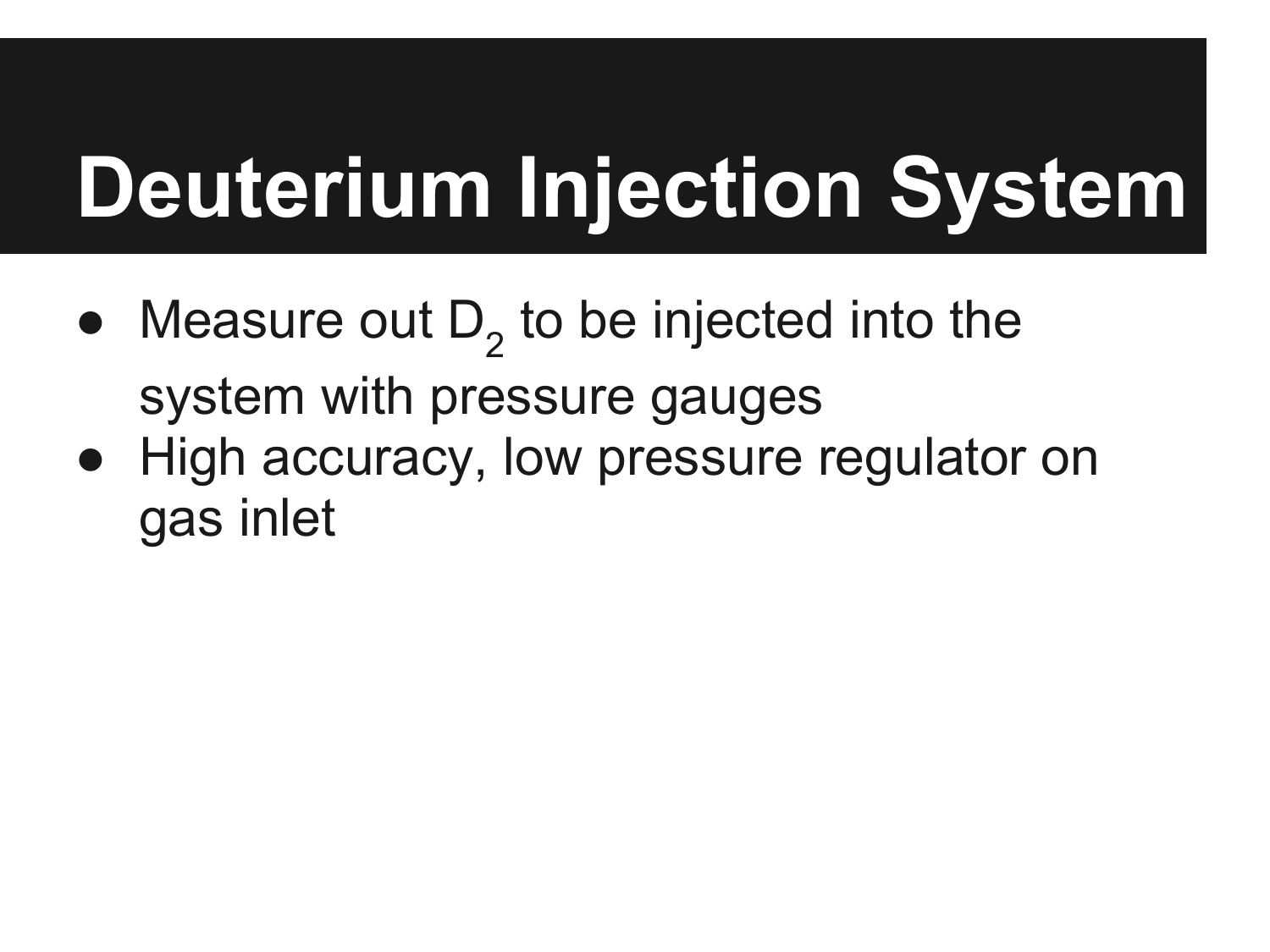# Deuterium Injection System

- Measure out $D_2$ to be injected into the system with pressure gauges
- High accuracy, low pressure regulator on gas inlet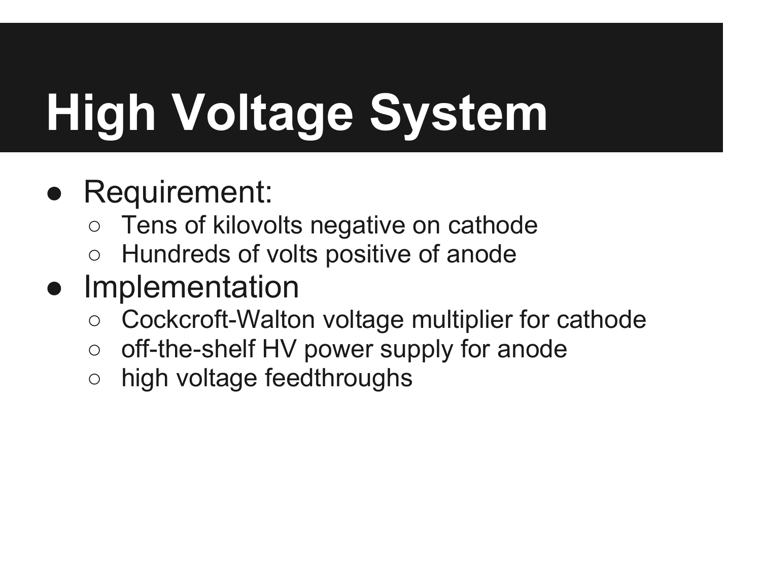# High Voltage System

- Requirement:
  - Tens of kilovolts negative on cathode
  - Hundreds of volts positive of anode
- Implementation
  - Cockcroft-Walton voltage multiplier for cathode
  - off-the-shelf HV power supply for anode
  - high voltage feedthroughs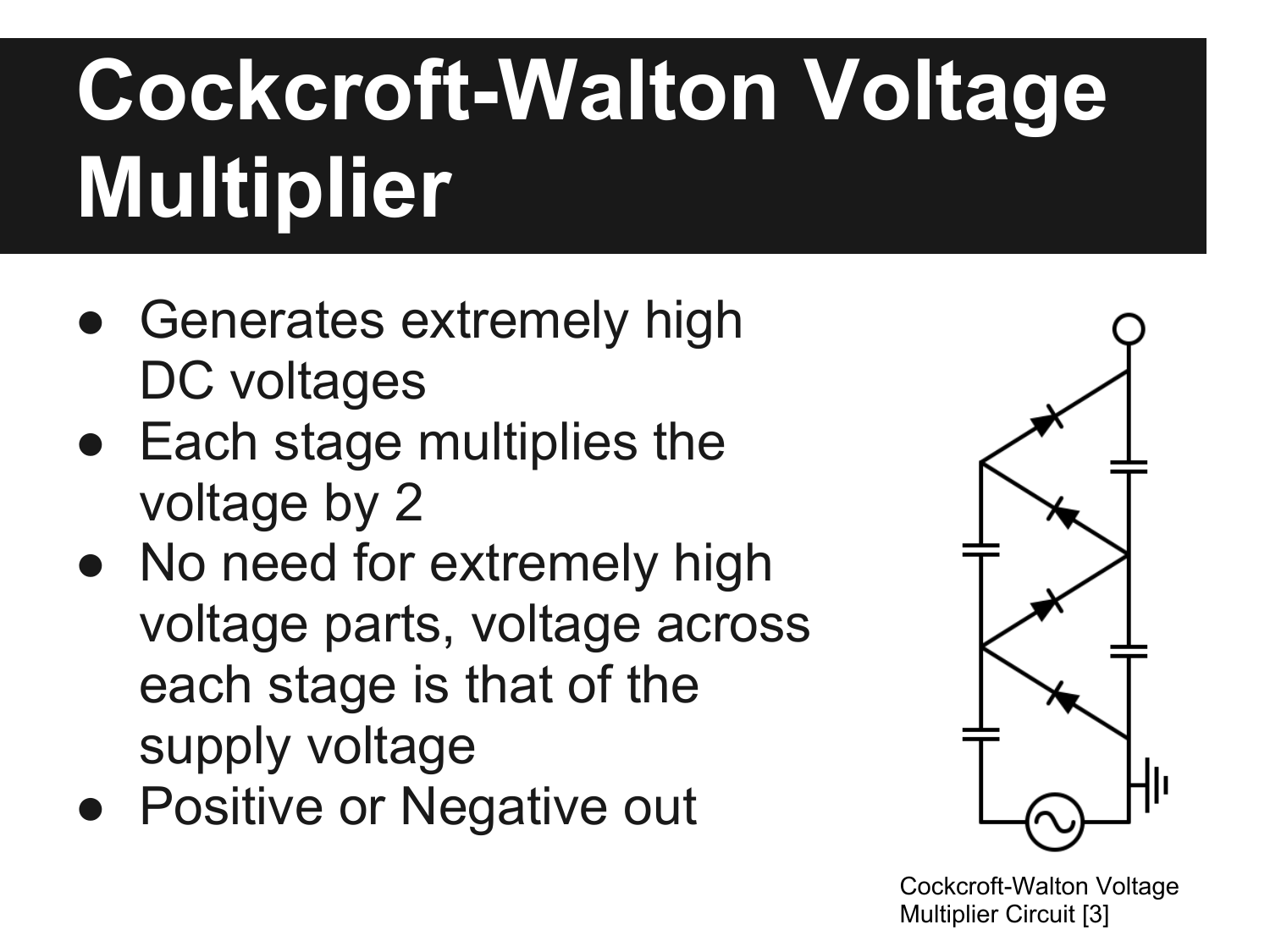# Cockcroft-Walton Voltage Multiplier

- Generates extremely high DC voltages
- Each stage multiplies the voltage by 2
- No need for extremely high voltage parts, voltage across each stage is that of the supply voltage
- Positive or Negative out

Cockcroft-Walton Voltage Multiplier Circuit [3]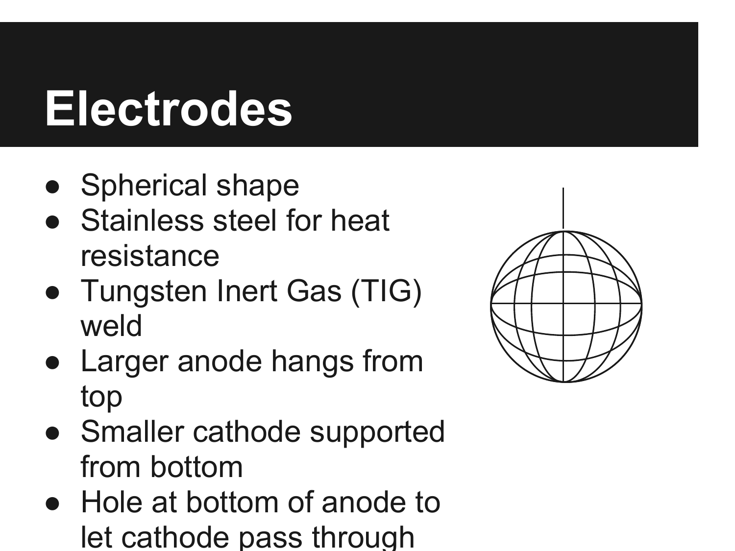# Electrodes

- Spherical shape
- Stainless steel for heat resistance
- Tungsten Inert Gas (TIG) weld
- Larger anode hangs from top
- Smaller cathode supported from bottom
- Hole at bottom of anode to let cathode pass through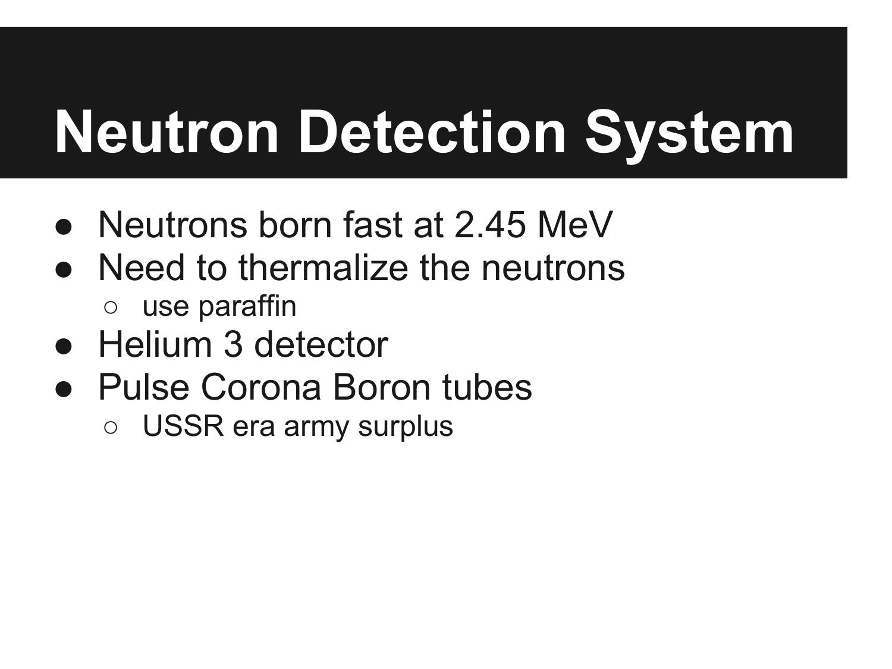# Neutron Detection System

- Neutrons born fast at 2.45 MeV
- Need to thermalize the neutrons
  - use paraffin
- Helium 3 detector
- Pulse Corona Boron tubes
  - USSR era army surplus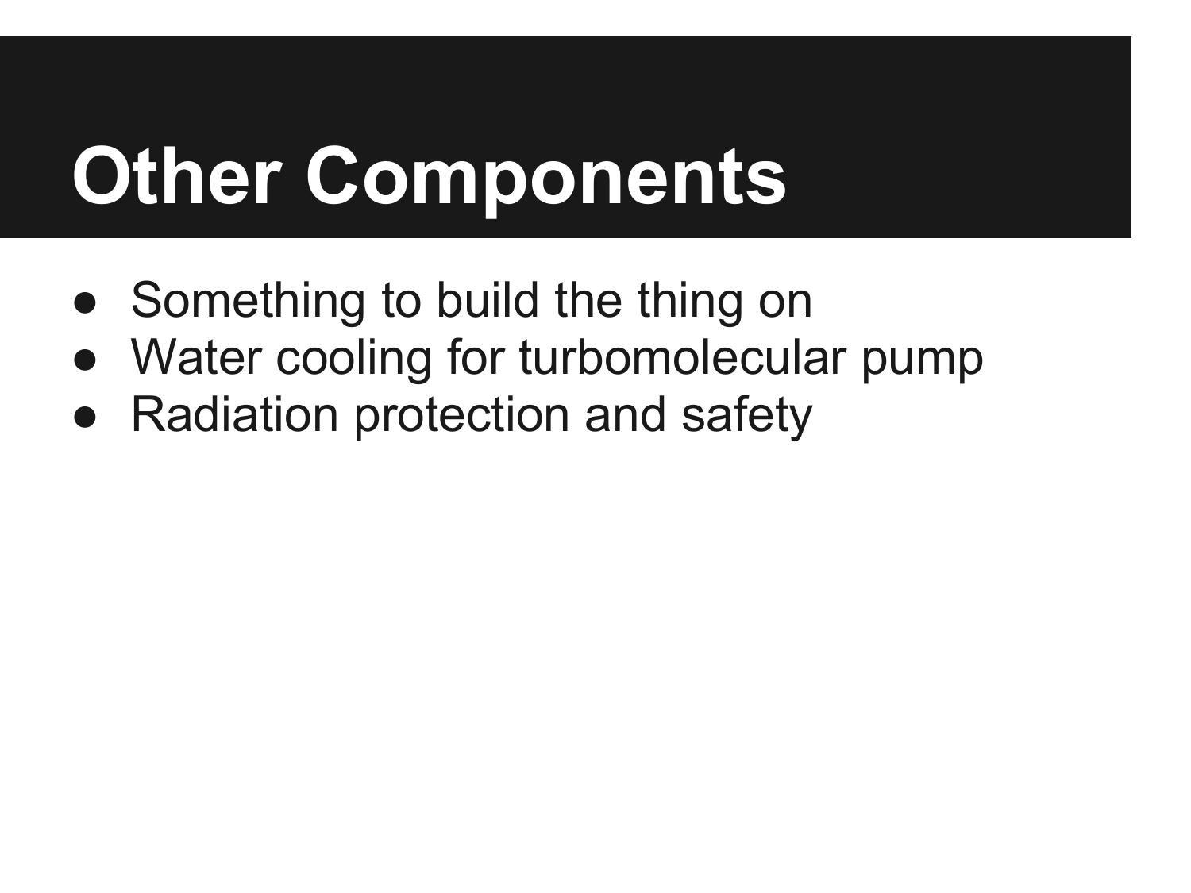# Other Components

- Something to build the thing on
- Water cooling for turbomolecular pump
- Radiation protection and safety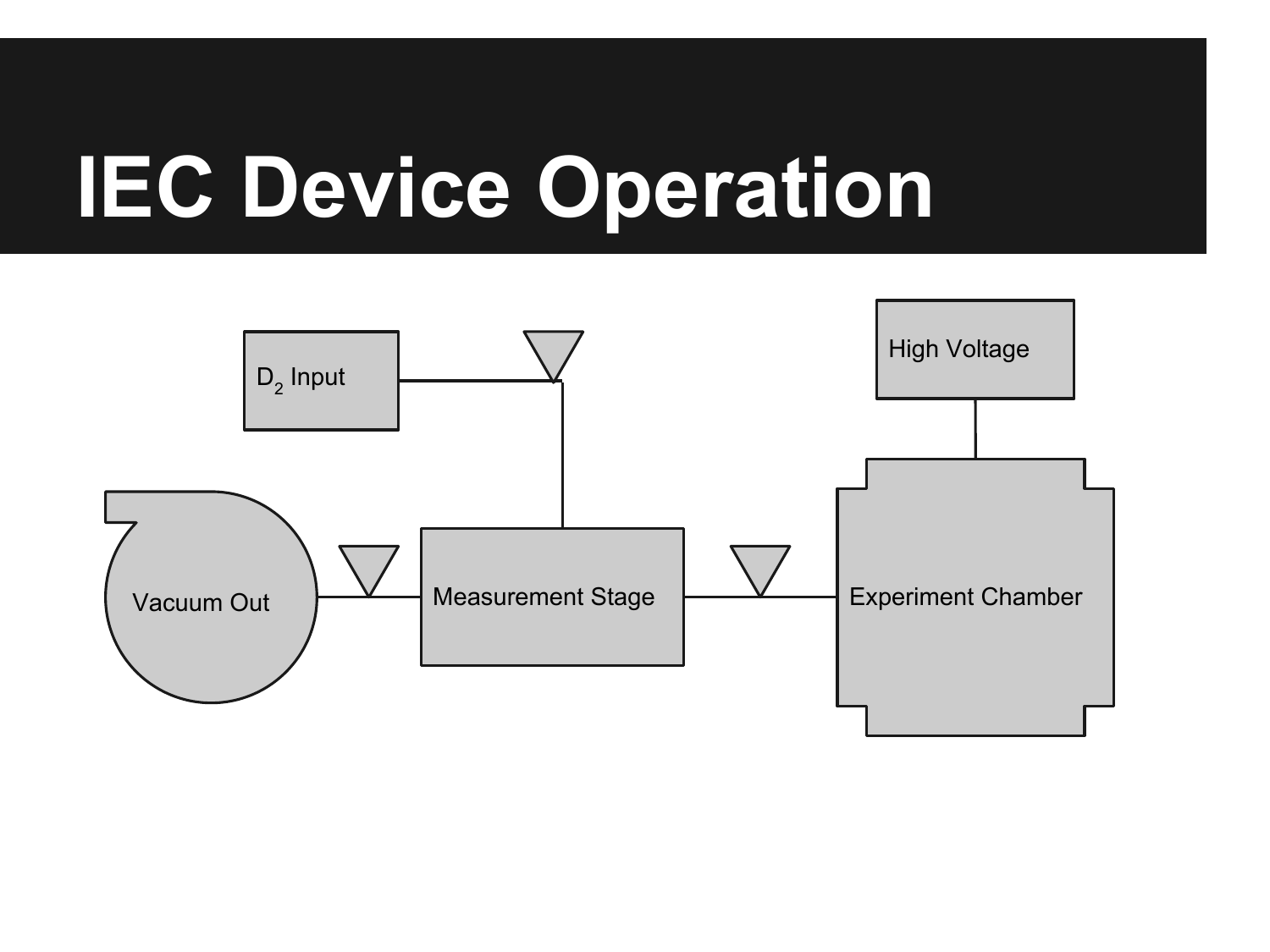# IEC Device Operation

$D_2$ Input

High Voltage

Vacuum Out

Measurement Stage

Experiment Chamber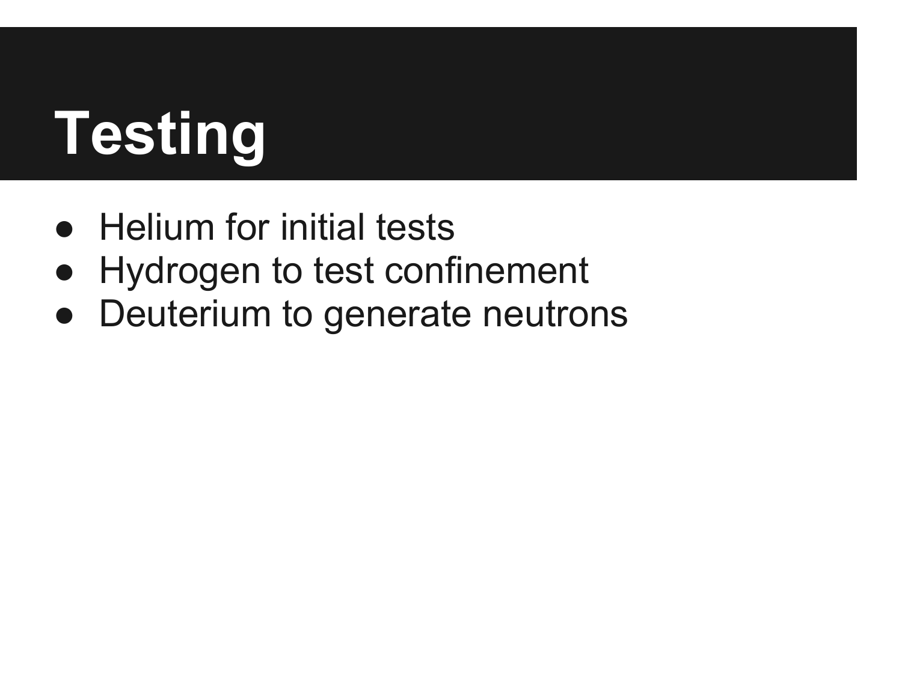# Testing

- Helium for initial tests
- Hydrogen to test confinement
- Deuterium to generate neutrons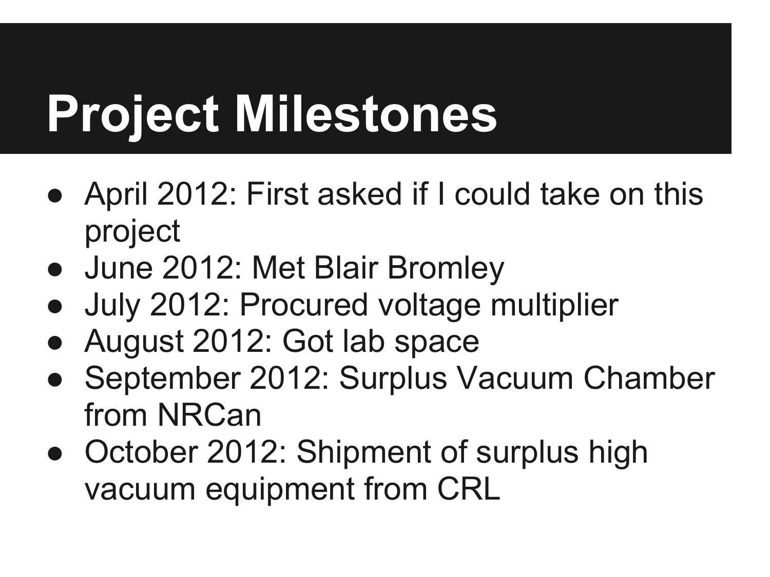# Project Milestones

- April 2012: First asked if I could take on this project
- June 2012: Met Blair Bromley
- July 2012: Procured voltage multiplier
- August 2012: Got lab space
- September 2012: Surplus Vacuum Chamber from NRCan
- October 2012: Shipment of surplus high vacuum equipment from CRL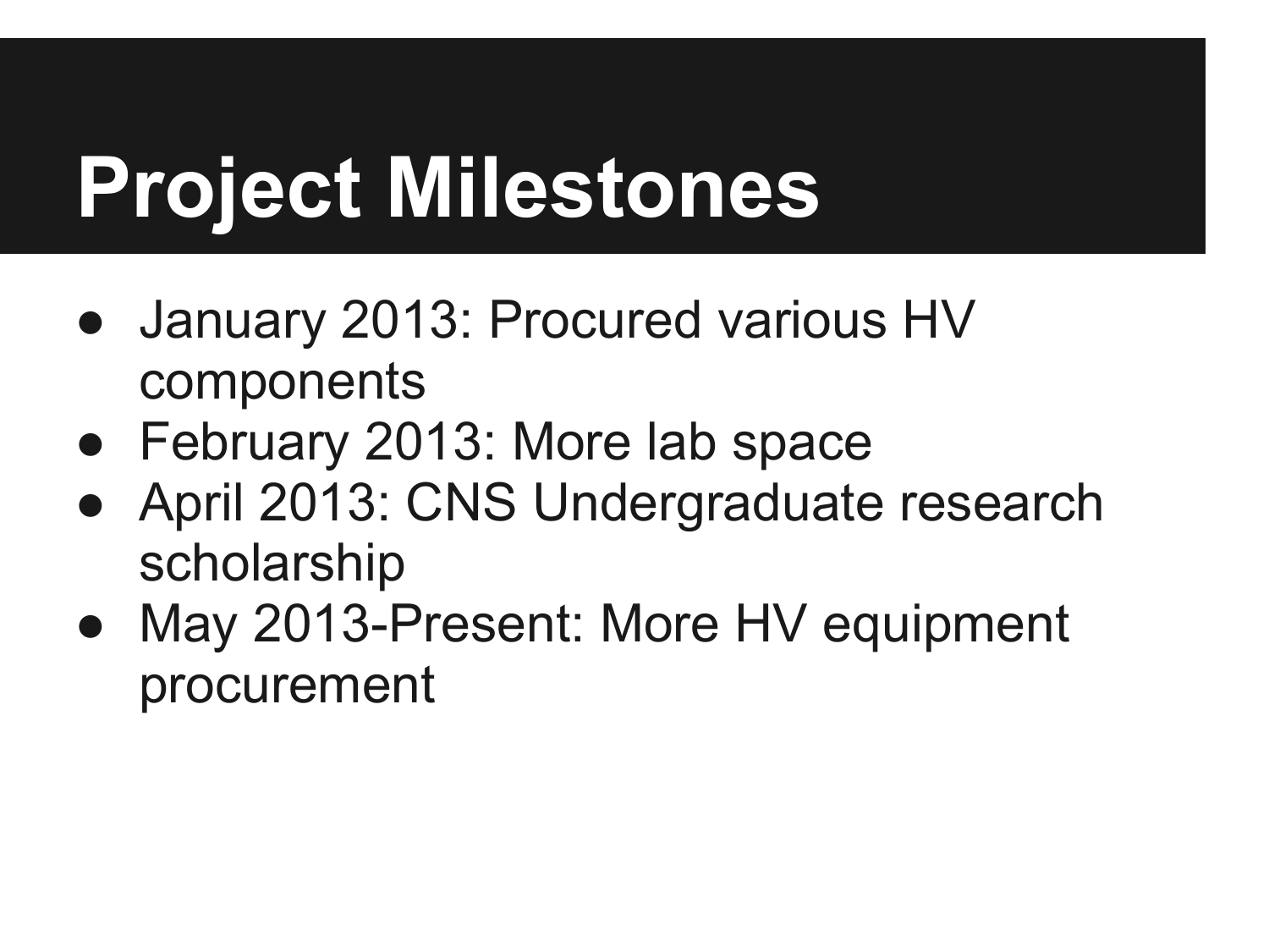# Project Milestones

- January 2013: Procured various HV components
- February 2013: More lab space
- April 2013: CNS Undergraduate research scholarship
- May 2013-Present: More HV equipment procurement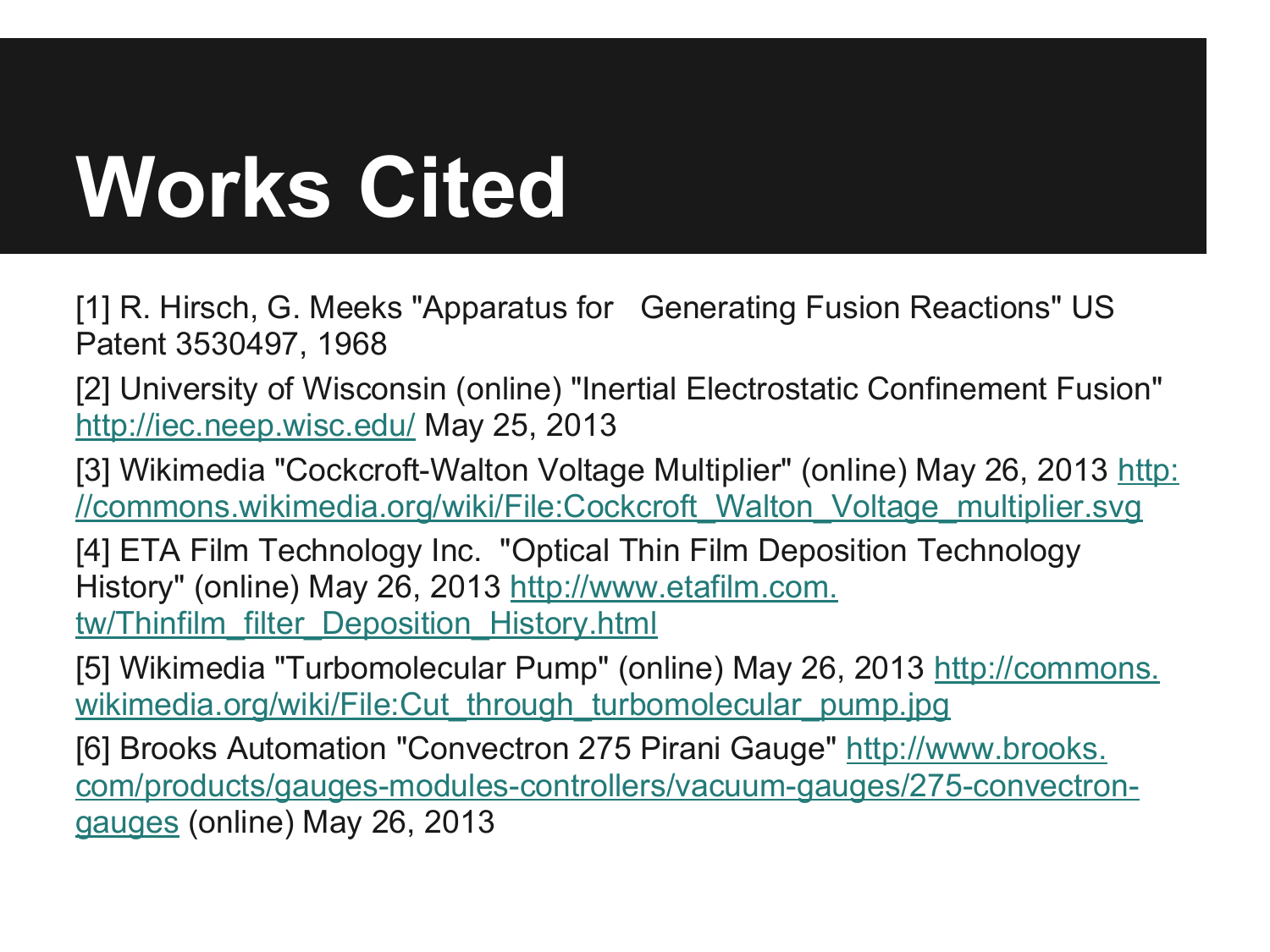# Works Cited

[1] R. Hirsch, G. Meeks "Apparatus for Generating Fusion Reactions" US Patent 3530497, 1968

[2] University of Wisconsin (online) "Inertial Electrostatic Confinement Fusion" http://iec.neep.wisc.edu/ May 25, 2013

[3] Wikimedia "Cockcroft-Walton Voltage Multiplier" (online) May 26, 2013 http://commons.wikimedia.org/wiki/File:Cockcroft_Walton_Voltage_multiplier.svg

[4] ETA Film Technology Inc. "Optical Thin Film Deposition Technology History" (online) May 26, 2013 http://www.etafilm.com.tw/Thinfilm_filter_Deposition_History.html

[5] Wikimedia "Turbomolecular Pump" (online) May 26, 2013 http://commons.wikimedia.org/wiki/File:Cut_through_turbomolecular_pump.jpg

[6] Brooks Automation "Convectron 275 Pirani Gauge" http://www.brooks.com/products/gauges-modules-controllers/vacuum-gauges/275-convectron-gauges (online) May 26, 2013